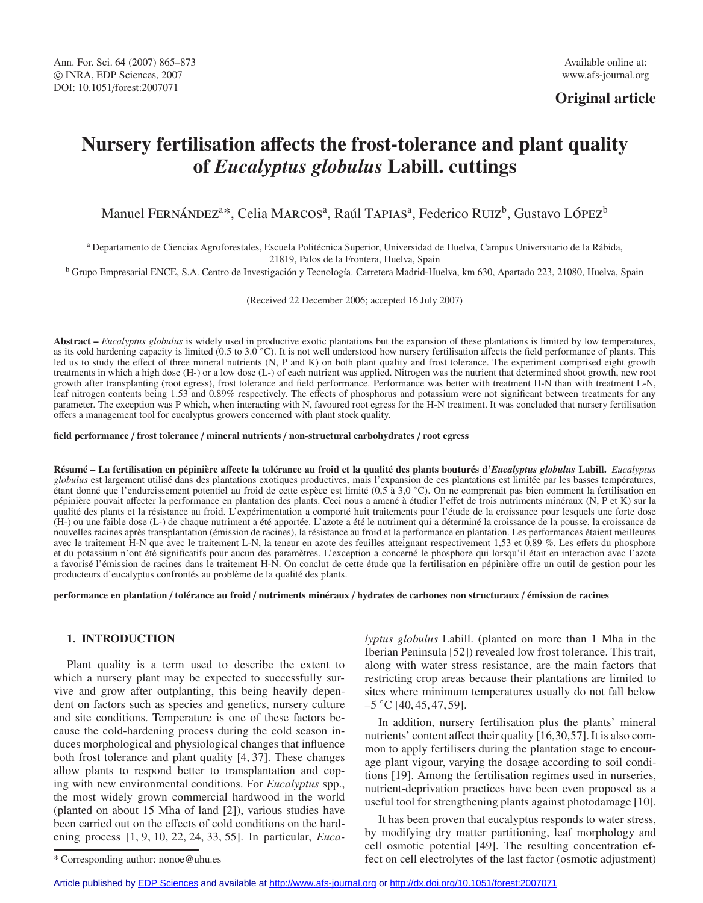Original article

# Nursery fertilisation affects the frost-tolerance and plant quality of *Eucalyptus globulus* Labill. cuttings

Manuel FERNÁNDEZ[a]*, Celia MARCOS[a], Raúl TAPIAS[a], Federico RUIZ[b], Gustavo LÓPEZ[b]

[a] Departamento de Ciencias Agroforestales, Escuela Politécnica Superior, Universidad de Huelva, Campus Universitario de la Rábida, 21819, Palos de la Frontera, Huelva, Spain

[b] Grupo Empresarial ENCE, S.A. Centro de Investigación y Tecnología. Carretera Madrid-Huelva, km 630, Apartado 223, 21080, Huelva, Spain

(Received 22 December 2006; accepted 16 July 2007)

**Abstract** – *Eucalyptus globulus* is widely used in productive exotic plantations but the expansion of these plantations is limited by low temperatures, as its cold hardening capacity is limited (0.5 to 3.0 °C). It is not well understood how nursery fertilisation affects the field performance of plants. This led us to study the effect of three mineral nutrients (N, P and K) on both plant quality and frost tolerance. The experiment comprised eight growth treatments in which a high dose (H-) or a low dose (L-) of each nutrient was applied. Nitrogen was the nutrient that determined shoot growth, new root growth after transplanting (root egress), frost tolerance and field performance. Performance was better with treatment H-N than with treatment L-N, leaf nitrogen contents being 1.53 and 0.89% respectively. The effects of phosphorus and potassium were not significant between treatments for any parameter. The exception was P which, when interacting with N, favoured root egress for the H-N treatment. It was concluded that nursery fertilisation offers a management tool for eucalyptus growers concerned with plant stock quality.

**field performance / frost tolerance / mineral nutrients / non-structural carbohydrates / root egress**

**Résumé – La fertilisation en pépinière affecte la tolérance au froid et la qualité des plants bouturés d'*Eucalyptus globulus* Labill.** *Eucalyptus globulus* est largement utilisé dans des plantations exotiques productives, mais l'expansion de ces plantations est limitée par les basses températures, étant donné que l'endurcissement potentiel au froid de cette espèce est limité (0,5 à 3,0 °C). On ne comprenait pas bien comment la fertilisation en pépinière pouvait affecter la performance en plantation des plants. Ceci nous a amené à étudier l'effet de trois nutriments minéraux (N, P et K) sur la qualité des plants et la résistance au froid. L'expérimentation a comporté huit traitements pour l'étude de la croissance pour lesquels une forte dose (H-) ou une faible dose (L-) de chaque nutriment a été apportée. L'azote a été le nutriment qui a déterminé la croissance de la pousse, la croissance de nouvelles racines après transplantation (émission de racines), la résistance au froid et la performance en plantation. Les performances étaient meilleures avec le traitement H-N que avec le traitement L-N, la teneur en azote des feuilles atteignant respectivement 1,53 et 0,89 %. Les effets du phosphore et du potassium n'ont été significatifs pour aucun des paramètres. L'exception a concerné le phosphore qui lorsqu'il était en interaction avec l'azote a favorisé l'émission de racines dans le traitement H-N. On conclut de cette étude que la fertilisation en pépinière offre un outil de gestion pour les producteurs d'eucalyptus confrontés au problème de la qualité des plants.

**performance en plantation / tolérance au froid / nutriments minéraux / hydrates de carbones non structuraux / émission de racines**

## 1. INTRODUCTION

Plant quality is a term used to describe the extent to which a nursery plant may be expected to successfully survive and grow after outplanting, this being heavily dependent on factors such as species and genetics, nursery culture and site conditions. Temperature is one of these factors because the cold-hardening process during the cold season induces morphological and physiological changes that influence both frost tolerance and plant quality [4, 37]. These changes allow plants to respond better to transplantation and coping with new environmental conditions. For *Eucalyptus* spp., the most widely grown commercial hardwood in the world (planted on about 15 Mha of land [2]), various studies have been carried out on the effects of cold conditions on the hardening process [1, 9, 10, 22, 24, 33, 55]. In particular, *Eucalyptus globulus* Labill. (planted on more than 1 Mha in the Iberian Peninsula [52]) revealed low frost tolerance. This trait, along with water stress resistance, are the main factors that restricting crop areas because their plantations are limited to sites where minimum temperatures usually do not fall below –5 °C [40, 45, 47, 59].

In addition, nursery fertilisation plus the plants' mineral nutrients' content affect their quality [16, 30, 57]. It is also common to apply fertilisers during the plantation stage to encourage plant vigour, varying the dosage according to soil conditions [19]. Among the fertilisation regimes used in nurseries, nutrient-deprivation practices have been even proposed as a useful tool for strengthening plants against photodamage [10].

It has been proven that eucalyptus responds to water stress, by modifying dry matter partitioning, leaf morphology and cell osmotic potential [49]. The resulting concentration effect on cell electrolytes of the last factor (osmotic adjustment)

* Corresponding author: nonoe@uhu.es

Article published by EDP Sciences and available at http://www.afs-journal.org or http://dx.doi.org/10.1051/forest:2007071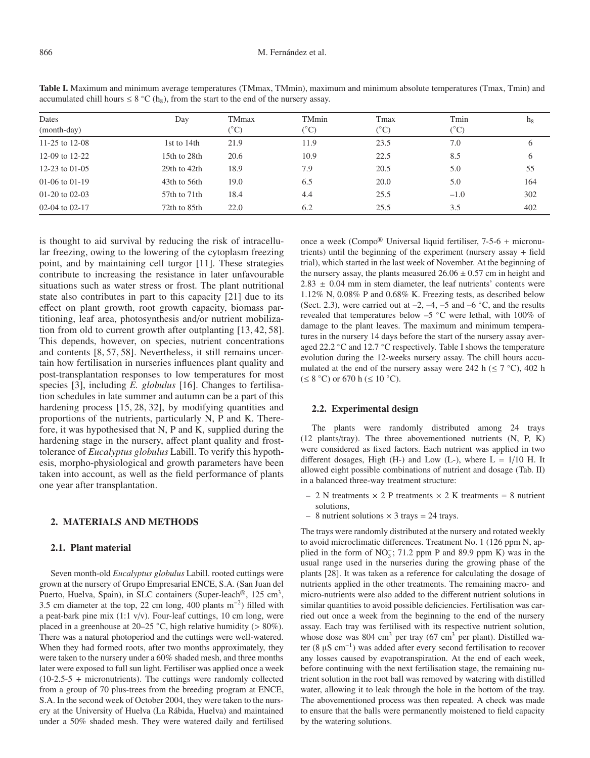**Table I.** Maximum and minimum average temperatures (TMmax, TMmin), maximum and minimum absolute temperatures (Tmax, Tmin) and accumulated chill hours ≤ 8 °C ($h_8$), from the start to the end of the nursery assay.

| Dates (month-day) | Day | TMmax (°C) | TMmin (°C) | Tmax (°C) | Tmin (°C) | $h_8$ |
|---|---|---|---|---|---|---|
| 11-25 to 12-08 | 1st to 14th | 21.9 | 11.9 | 23.5 | 7.0 | 6 |
| 12-09 to 12-22 | 15th to 28th | 20.6 | 10.9 | 22.5 | 8.5 | 6 |
| 12-23 to 01-05 | 29th to 42th | 18.9 | 7.9 | 20.5 | 5.0 | 55 |
| 01-06 to 01-19 | 43th to 56th | 19.0 | 6.5 | 20.0 | 5.0 | 164 |
| 01-20 to 02-03 | 57th to 71th | 18.4 | 4.4 | 25.5 | –1.0 | 302 |
| 02-04 to 02-17 | 72th to 85th | 22.0 | 6.2 | 25.5 | 3.5 | 402 |

is thought to aid survival by reducing the risk of intracellular freezing, owing to the lowering of the cytoplasm freezing point, and by maintaining cell turgor [11]. These strategies contribute to increasing the resistance in later unfavourable situations such as water stress or frost. The plant nutritional state also contributes in part to this capacity [21] due to its effect on plant growth, root growth capacity, biomass partitioning, leaf area, photosynthesis and/or nutrient mobilization from old to current growth after outplanting [13, 42, 58]. This depends, however, on species, nutrient concentrations and contents [8, 57, 58]. Nevertheless, it still remains uncertain how fertilisation in nurseries influences plant quality and post-transplantation responses to low temperatures for most species [3], including *E. globulus* [16]. Changes to fertilisation schedules in late summer and autumn can be a part of this hardening process [15, 28, 32], by modifying quantities and proportions of the nutrients, particularly N, P and K. Therefore, it was hypothesised that N, P and K, supplied during the hardening stage in the nursery, affect plant quality and frost-tolerance of *Eucalyptus globulus* Labill. To verify this hypothesis, morpho-physiological and growth parameters have been taken into account, as well as the field performance of plants one year after transplantation.

## 2. MATERIALS AND METHODS

### 2.1. Plant material

Seven month-old *Eucalyptus globulus* Labill. rooted cuttings were grown at the nursery of Grupo Empresarial ENCE, S.A. (San Juan del Puerto, Huelva, Spain), in SLC containers (Super-leach®, 125 $cm^3$, 3.5 cm diameter at the top, 22 cm long, 400 plants $m^{-2}$) filled with a peat-bark pine mix (1:1 v/v). Four-leaf cuttings, 10 cm long, were placed in a greenhouse at 20–25 °C, high relative humidity (> 80%). There was a natural photoperiod and the cuttings were well-watered. When they had formed roots, after two months approximately, they were taken to the nursery under a 60% shaded mesh, and three months later were exposed to full sun light. Fertiliser was applied once a week (10-2.5-5 + micronutrients). The cuttings were randomly collected from a group of 70 plus-trees from the breeding program at ENCE, S.A. In the second week of October 2004, they were taken to the nursery at the University of Huelva (La Rábida, Huelva) and maintained under a 50% shaded mesh. They were watered daily and fertilised once a week (Compo® Universal liquid fertiliser, 7-5-6 + micronutrients) until the beginning of the experiment (nursery assay + field trial), which started in the last week of November. At the beginning of the nursery assay, the plants measured 26.06 ± 0.57 cm in height and 2.83 ± 0.04 mm in stem diameter, the leaf nutrients' contents were 1.12% N, 0.08% P and 0.68% K. Freezing tests, as described below (Sect. 2.3), were carried out at –2, –4, –5 and –6 °C, and the results revealed that temperatures below –5 °C were lethal, with 100% of damage to the plant leaves. The maximum and minimum temperatures in the nursery 14 days before the start of the nursery assay averaged 22.2 °C and 12.7 °C respectively. Table I shows the temperature evolution during the 12-weeks nursery assay. The chill hours accumulated at the end of the nursery assay were 242 h (≤ 7 °C), 402 h (≤ 8 °C) or 670 h (≤ 10 °C).

### 2.2. Experimental design

The plants were randomly distributed among 24 trays (12 plants/tray). The three abovementioned nutrients (N, P, K) were considered as fixed factors. Each nutrient was applied in two different dosages, High (H-) and Low (L-), where L = 1/10 H. It allowed eight possible combinations of nutrient and dosage (Tab. II) in a balanced three-way treatment structure:

- 2 N treatments × 2 P treatments × 2 K treatments = 8 nutrient solutions,
- 8 nutrient solutions × 3 trays = 24 trays.

The trays were randomly distributed at the nursery and rotated weekly to avoid microclimatic differences. Treatment No. 1 (126 ppm N, applied in the form of $NO_3^-$; 71.2 ppm P and 89.9 ppm K) was in the usual range used in the nurseries during the growing phase of the plants [28]. It was taken as a reference for calculating the dosage of nutrients applied in the other treatments. The remaining macro- and micro-nutrients were also added to the different nutrient solutions in similar quantities to avoid possible deficiencies. Fertilisation was carried out once a week from the beginning to the end of the nursery assay. Each tray was fertilised with its respective nutrient solution, whose dose was 804 $cm^3$ per tray (67 $cm^3$ per plant). Distilled water (8 μS $cm^{-1}$) was added after every second fertilisation to recover any losses caused by evapotranspiration. At the end of each week, before continuing with the next fertilisation stage, the remaining nutrient solution in the root ball was removed by watering with distilled water, allowing it to leak through the hole in the bottom of the tray. The abovementioned process was then repeated. A check was made to ensure that the balls were permanently moistened to field capacity by the watering solutions.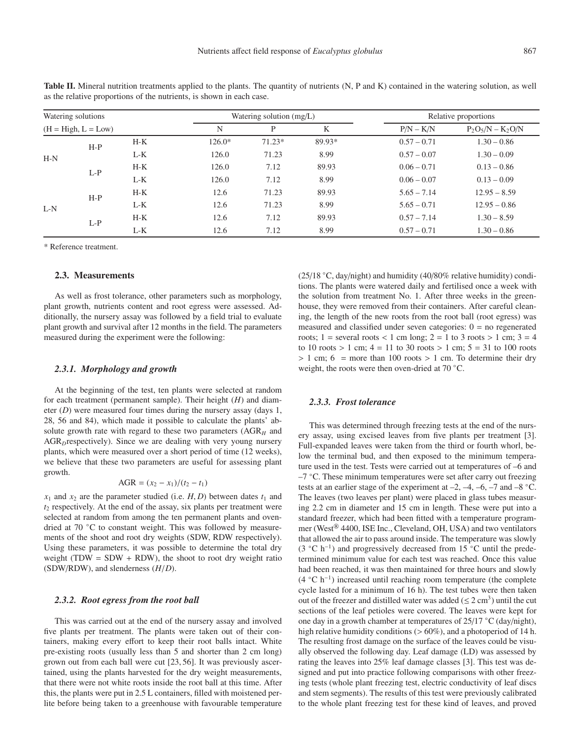**Table II.** Mineral nutrition treatments applied to the plants. The quantity of nutrients (N, P and K) contained in the watering solution, as well as the relative proportions of the nutrients, is shown in each case.

| Watering solutions (H = High, L = Low) | | | Watering solution (mg/L) | | | Relative proportions | |
|---|---|---|---|---|---|---|---|
| | | | N | P | K | P/N – K/N | $P_2O_5$/N – $K_2O$/N |
| H-N | H-P | H-K | 126.0* | 71.23* | 89.93* | 0.57 – 0.71 | 1.30 – 0.86 |
| | | L-K | 126.0 | 71.23 | 8.99 | 0.57 – 0.07 | 1.30 – 0.09 |
| | L-P | H-K | 126.0 | 7.12 | 89.93 | 0.06 – 0.71 | 0.13 – 0.86 |
| | | L-K | 126.0 | 7.12 | 8.99 | 0.06 – 0.07 | 0.13 – 0.09 |
| L-N | H-P | H-K | 12.6 | 71.23 | 89.93 | 5.65 – 7.14 | 12.95 – 8.59 |
| | | L-K | 12.6 | 71.23 | 8.99 | 5.65 – 0.71 | 12.95 – 0.86 |
| | L-P | H-K | 12.6 | 7.12 | 89.93 | 0.57 – 7.14 | 1.30 – 8.59 |
| | | L-K | 12.6 | 7.12 | 8.99 | 0.57 – 0.71 | 1.30 – 0.86 |

\* Reference treatment.

### 2.3. Measurements

As well as frost tolerance, other parameters such as morphology, plant growth, nutrients content and root egress were assessed. Additionally, the nursery assay was followed by a field trial to evaluate plant growth and survival after 12 months in the field. The parameters measured during the experiment were the following:

#### *2.3.1. Morphology and growth*

At the beginning of the test, ten plants were selected at random for each treatment (permanent sample). Their height ($H$) and diameter ($D$) were measured four times during the nursery assay (days 1, 28, 56 and 84), which made it possible to calculate the plants' absolute growth rate with regard to these two parameters ($AGR_H$ and $AGR_D$respectively). Since we are dealing with very young nursery plants, which were measured over a short period of time (12 weeks), we believe that these two parameters are useful for assessing plant growth.

$$AGR = (x_2 - x_1)/(t_2 - t_1)$$

$x_1$ and $x_2$ are the parameter studied (i.e. $H, D$) between dates $t_1$ and $t_2$ respectively. At the end of the assay, six plants per treatment were selected at random from among the ten permanent plants and oven-dried at 70 °C to constant weight. This was followed by measurements of the shoot and root dry weights (SDW, RDW respectively). Using these parameters, it was possible to determine the total dry weight (TDW = SDW + RDW), the shoot to root dry weight ratio (SDW/RDW), and slenderness ($H/D$).

#### *2.3.2. Root egress from the root ball*

This was carried out at the end of the nursery assay and involved five plants per treatment. The plants were taken out of their containers, making every effort to keep their root balls intact. White pre-existing roots (usually less than 5 and shorter than 2 cm long) grown out from each ball were cut [23, 56]. It was previously ascertained, using the plants harvested for the dry weight measurements, that there were not white roots inside the root ball at this time. After this, the plants were put in 2.5 L containers, filled with moistened perlite before being taken to a greenhouse with favourable temperature (25/18 °C, day/night) and humidity (40/80% relative humidity) conditions. The plants were watered daily and fertilised once a week with the solution from treatment No. 1. After three weeks in the greenhouse, they were removed from their containers. After careful cleaning, the length of the new roots from the root ball (root egress) was measured and classified under seven categories: 0 = no regenerated roots; 1 = several roots < 1 cm long; 2 = 1 to 3 roots > 1 cm; 3 = 4 to 10 roots > 1 cm; 4 = 11 to 30 roots > 1 cm; 5 = 31 to 100 roots > 1 cm; 6 = more than 100 roots > 1 cm. To determine their dry weight, the roots were then oven-dried at 70 °C.

#### *2.3.3. Frost tolerance*

This was determined through freezing tests at the end of the nursery assay, using excised leaves from five plants per treatment [3]. Full-expanded leaves were taken from the third or fourth whorl, below the terminal bud, and then exposed to the minimum temperature used in the test. Tests were carried out at temperatures of –6 and –7 °C. These minimum temperatures were set after carry out freezing tests at an earlier stage of the experiment at –2, –4, –6, –7 and –8 °C. The leaves (two leaves per plant) were placed in glass tubes measuring 2.2 cm in diameter and 15 cm in length. These were put into a standard freezer, which had been fitted with a temperature programmer (West® 4400, ISE Inc., Cleveland, OH, USA) and two ventilators that allowed the air to pass around inside. The temperature was slowly (3 °C $h^{-1}$) and progressively decreased from 15 °C until the predetermined minimum value for each test was reached. Once this value had been reached, it was then maintained for three hours and slowly (4 °C $h^{-1}$) increased until reaching room temperature (the complete cycle lasted for a minimum of 16 h). The test tubes were then taken out of the freezer and distilled water was added (≤ 2 $cm^3$) until the cut sections of the leaf petioles were covered. The leaves were kept for one day in a growth chamber at temperatures of 25/17 °C (day/night), high relative humidity conditions (> 60%), and a photoperiod of 14 h. The resulting frost damage on the surface of the leaves could be visually observed the following day. Leaf damage (LD) was assessed by rating the leaves into 25% leaf damage classes [3]. This test was designed and put into practice following comparisons with other freezing tests (whole plant freezing test, electric conductivity of leaf discs and stem segments). The results of this test were previously calibrated to the whole plant freezing test for these kind of leaves, and proved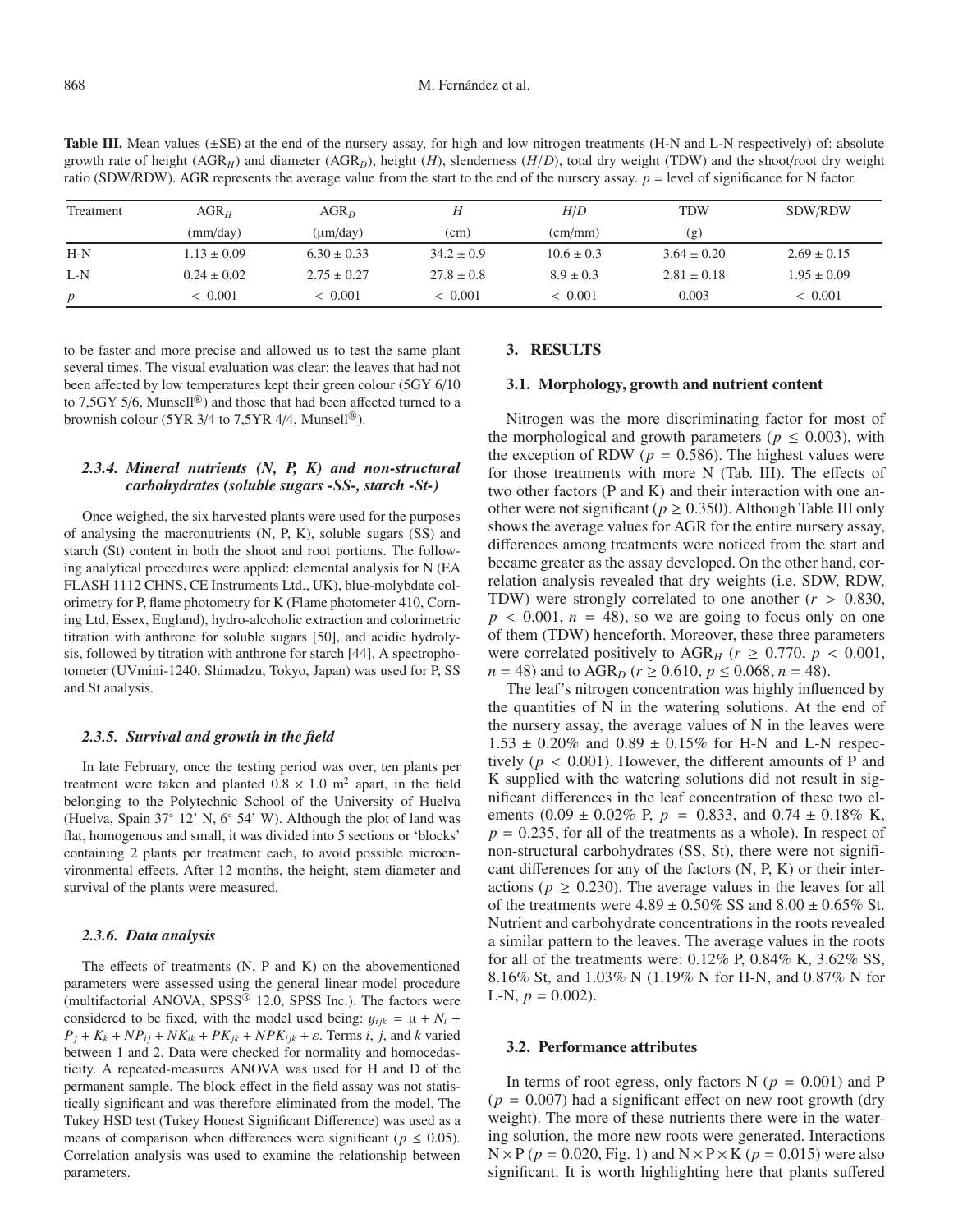**Table III.** Mean values (±SE) at the end of the nursery assay, for high and low nitrogen treatments (H-N and L-N respectively) of: absolute growth rate of height ($AGR_H$) and diameter ($AGR_D$), height ($H$), slenderness ($H/D$), total dry weight (TDW) and the shoot/root dry weight ratio (SDW/RDW). AGR represents the average value from the start to the end of the nursery assay. $p$ = level of significance for N factor.

| Treatment | $AGR_H$ (mm/day) | $AGR_D$ (μm/day) | $H$ (cm) | $H/D$ (cm/mm) | TDW (g) | SDW/RDW |
|---|---|---|---|---|---|---|
| H-N | 1.13 ± 0.09 | 6.30 ± 0.33 | 34.2 ± 0.9 | 10.6 ± 0.3 | 3.64 ± 0.20 | 2.69 ± 0.15 |
| L-N | 0.24 ± 0.02 | 2.75 ± 0.27 | 27.8 ± 0.8 | 8.9 ± 0.3 | 2.81 ± 0.18 | 1.95 ± 0.09 |
| $p$ | < 0.001 | < 0.001 | < 0.001 | < 0.001 | 0.003 | < 0.001 |

to be faster and more precise and allowed us to test the same plant several times. The visual evaluation was clear: the leaves that had not been affected by low temperatures kept their green colour (5GY 6/10 to 7,5GY 5/6, Munsell®) and those that had been affected turned to a brownish colour (5YR 3/4 to 7,5YR 4/4, Munsell®).

#### *2.3.4. Mineral nutrients (N, P, K) and non-structural carbohydrates (soluble sugars -SS-, starch -St-)*

Once weighed, the six harvested plants were used for the purposes of analysing the macronutrients (N, P, K), soluble sugars (SS) and starch (St) content in both the shoot and root portions. The following analytical procedures were applied: elemental analysis for N (EA FLASH 1112 CHNS, CE Instruments Ltd., UK), blue-molybdate colorimetry for P, flame photometry for K (Flame photometer 410, Corning Ltd, Essex, England), hydro-alcoholic extraction and colorimetric titration with anthrone for soluble sugars [50], and acidic hydrolysis, followed by titration with anthrone for starch [44]. A spectrophotometer (UVmini-1240, Shimadzu, Tokyo, Japan) was used for P, SS and St analysis.

#### *2.3.5. Survival and growth in the field*

In late February, once the testing period was over, ten plants per treatment were taken and planted $0.8 \times 1.0$ m$^2$ apart, in the field belonging to the Polytechnic School of the University of Huelva (Huelva, Spain 37° 12' N, 6° 54' W). Although the plot of land was flat, homogenous and small, it was divided into 5 sections or 'blocks' containing 2 plants per treatment each, to avoid possible microenvironmental effects. After 12 months, the height, stem diameter and survival of the plants were measured.

#### *2.3.6. Data analysis*

The effects of treatments (N, P and K) on the abovementioned parameters were assessed using the general linear model procedure (multifactorial ANOVA, SPSS® 12.0, SPSS Inc.). The factors were considered to be fixed, with the model used being: $y_{ijk} = \mu + N_i + P_j + K_k + NP_{ij} + NK_{ik} + PK_{jk} + NPK_{ijk} + \varepsilon$. Terms $i$, $j$, and $k$ varied between 1 and 2. Data were checked for normality and homocedasticity. A repeated-measures ANOVA was used for H and D of the permanent sample. The block effect in the field assay was not statistically significant and was therefore eliminated from the model. The Tukey HSD test (Tukey Honest Significant Difference) was used as a means of comparison when differences were significant ($p \leq 0.05$). Correlation analysis was used to examine the relationship between parameters.

## 3. RESULTS

### 3.1. Morphology, growth and nutrient content

Nitrogen was the more discriminating factor for most of the morphological and growth parameters ($p \leq 0.003$), with the exception of RDW ($p = 0.586$). The highest values were for those treatments with more N (Tab. III). The effects of two other factors (P and K) and their interaction with one another were not significant ($p \geq 0.350$). Although Table III only shows the average values for AGR for the entire nursery assay, differences among treatments were noticed from the start and became greater as the assay developed. On the other hand, correlation analysis revealed that dry weights (i.e. SDW, RDW, TDW) were strongly correlated to one another ($r > 0.830$, $p < 0.001$, $n = 48$), so we are going to focus only on one of them (TDW) henceforth. Moreover, these three parameters were correlated positively to $AGR_H$ ($r \geq 0.770$, $p < 0.001$, $n = 48$) and to $AGR_D$ ($r \geq 0.610$, $p \leq 0.068$, $n = 48$).

The leaf's nitrogen concentration was highly influenced by the quantities of N in the watering solutions. At the end of the nursery assay, the average values of N in the leaves were 1.53 ± 0.20% and 0.89 ± 0.15% for H-N and L-N respectively ($p < 0.001$). However, the different amounts of P and K supplied with the watering solutions did not result in significant differences in the leaf concentration of these two elements (0.09 ± 0.02% P, $p = 0.833$, and 0.74 ± 0.18% K, $p = 0.235$, for all of the treatments as a whole). In respect of non-structural carbohydrates (SS, St), there were not significant differences for any of the factors (N, P, K) or their interactions ($p \geq 0.230$). The average values in the leaves for all of the treatments were 4.89 ± 0.50% SS and 8.00 ± 0.65% St. Nutrient and carbohydrate concentrations in the roots revealed a similar pattern to the leaves. The average values in the roots for all of the treatments were: 0.12% P, 0.84% K, 3.62% SS, 8.16% St, and 1.03% N (1.19% N for H-N, and 0.87% N for L-N, $p = 0.002$).

### 3.2. Performance attributes

In terms of root egress, only factors N ($p = 0.001$) and P ($p = 0.007$) had a significant effect on new root growth (dry weight). The more of these nutrients there were in the watering solution, the more new roots were generated. Interactions $N \times P$ ($p = 0.020$, Fig. 1) and $N \times P \times K$ ($p = 0.015$) were also significant. It is worth highlighting here that plants suffered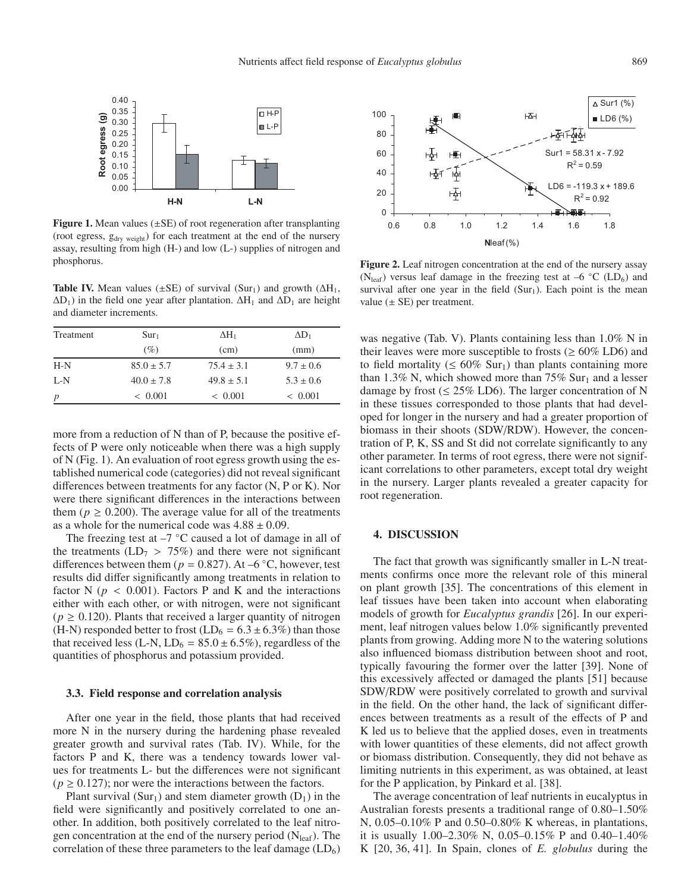**Figure 1.** Mean values (±SE) of root regeneration after transplanting (root egress, $g_{dry\ weight}$) for each treatment at the end of the nursery assay, resulting from high (H-) and low (L-) supplies of nitrogen and phosphorus.

**Table IV.** Mean values (±SE) of survival ($Sur_1$) and growth ($\Delta H_1$, $\Delta D_1$) in the field one year after plantation. $\Delta H_1$ and $\Delta D_1$ are height and diameter increments.

| Treatment | $Sur_1$ (%) | $\Delta H_1$ (cm) | $\Delta D_1$ (mm) |
|---|---|---|---|
| H-N | 85.0 ± 5.7 | 75.4 ± 3.1 | 9.7 ± 0.6 |
| L-N | 40.0 ± 7.8 | 49.8 ± 5.1 | 5.3 ± 0.6 |
| *p* | < 0.001 | < 0.001 | < 0.001 |

more from a reduction of N than of P, because the positive effects of P were only noticeable when there was a high supply of N (Fig. 1). An evaluation of root egress growth using the established numerical code (categories) did not reveal significant differences between treatments for any factor (N, P or K). Nor were there significant differences in the interactions between them ($p \geq 0.200$). The average value for all of the treatments as a whole for the numerical code was 4.88 ± 0.09.

The freezing test at –7 °C caused a lot of damage in all of the treatments ($LD_7 > 75\%$) and there were not significant differences between them ($p = 0.827$). At –6 °C, however, test results did differ significantly among treatments in relation to factor N ($p < 0.001$). Factors P and K and the interactions either with each other, or with nitrogen, were not significant ($p \geq 0.120$). Plants that received a larger quantity of nitrogen (H-N) responded better to frost ($LD_6 = 6.3 \pm 6.3\%$) than those that received less (L-N, $LD_6 = 85.0 \pm 6.5\%$), regardless of the quantities of phosphorus and potassium provided.

### 3.3. Field response and correlation analysis

After one year in the field, those plants that had received more N in the nursery during the hardening phase revealed greater growth and survival rates (Tab. IV). While, for the factors P and K, there was a tendency towards lower values for treatments L- but the differences were not significant ($p \geq 0.127$); nor were the interactions between the factors.

Plant survival ($Sur_1$) and stem diameter growth ($D_1$) in the field were significantly and positively correlated to one another. In addition, both positively correlated to the leaf nitrogen concentration at the end of the nursery period ($N_{leaf}$). The correlation of these three parameters to the leaf damage ($LD_6$) was negative (Tab. V). Plants containing less than 1.0% N in their leaves were more susceptible to frosts (≥ 60% LD6) and to field mortality (≤ 60% $Sur_1$) than plants containing more than 1.3% N, which showed more than 75% $Sur_1$ and a lesser damage by frost (≤ 25% LD6). The larger concentration of N in these tissues corresponded to those plants that had developed for longer in the nursery and had a greater proportion of biomass in their shoots (SDW/RDW). However, the concentration of P, K, SS and St did not correlate significantly to any other parameter. In terms of root egress, there were not significant correlations to other parameters, except total dry weight in the nursery. Larger plants revealed a greater capacity for root regeneration.

**Figure 2.** Leaf nitrogen concentration at the end of the nursery assay ($N_{leaf}$) versus leaf damage in the freezing test at –6 °C ($LD_6$) and survival after one year in the field ($Sur_1$). Each point is the mean value (± SE) per treatment.

## 4. DISCUSSION

The fact that growth was significantly smaller in L-N treatments confirms once more the relevant role of this mineral on plant growth [35]. The concentrations of this element in leaf tissues have been taken into account when elaborating models of growth for *Eucalyptus grandis* [26]. In our experiment, leaf nitrogen values below 1.0% significantly prevented plants from growing. Adding more N to the watering solutions also influenced biomass distribution between shoot and root, typically favouring the former over the latter [39]. None of this excessively affected or damaged the plants [51] because SDW/RDW were positively correlated to growth and survival in the field. On the other hand, the lack of significant differences between treatments as a result of the effects of P and K led us to believe that the applied doses, even in treatments with lower quantities of these elements, did not affect growth or biomass distribution. Consequently, they did not behave as limiting nutrients in this experiment, as was obtained, at least for the P application, by Pinkard et al. [38].

The average concentration of leaf nutrients in eucalyptus in Australian forests presents a traditional range of 0.80–1.50% N, 0.05–0.10% P and 0.50–0.80% K whereas, in plantations, it is usually 1.00–2.30% N, 0.05–0.15% P and 0.40–1.40% K [20, 36, 41]. In Spain, clones of *E. globulus* during the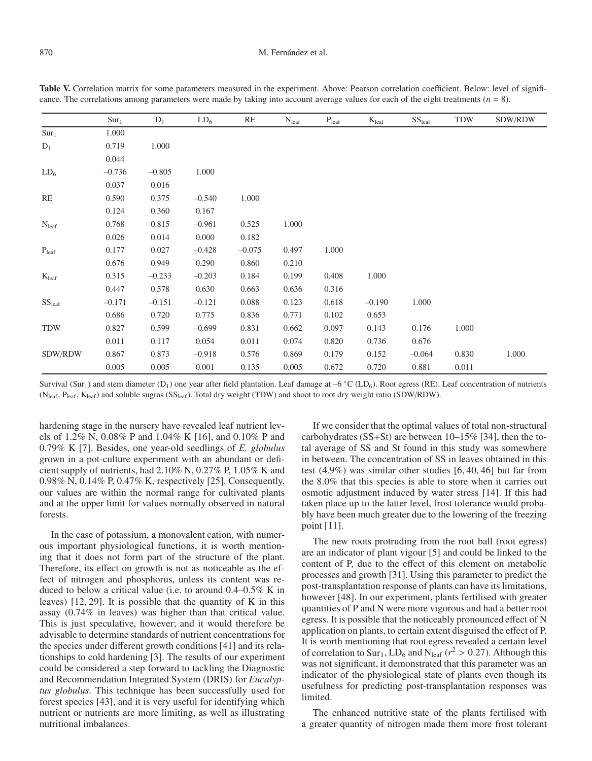**Table V.** Correlation matrix for some parameters measured in the experiment. Above: Pearson correlation coefficient. Below: level of significance. The correlations among parameters were made by taking into account average values for each of the eight treatments ($n$ = 8).

| | $Sur_1$ | $D_1$ | $LD_6$ | RE | $N_{leaf}$ | $P_{leaf}$ | $K_{leaf}$ | $SS_{leaf}$ | TDW | SDW/RDW |
|---|---|---|---|---|---|---|---|---|---|---|
| $Sur_1$ | 1.000 | | | | | | | | | |
| $D_1$ | 0.719 | 1.000 | | | | | | | | |
| | 0.044 | | | | | | | | | |
| $LD_6$ | –0.736 | –0.805 | 1.000 | | | | | | | |
| | 0.037 | 0.016 | | | | | | | | |
| RE | 0.590 | 0.375 | –0.540 | 1.000 | | | | | | |
| | 0.124 | 0.360 | 0.167 | | | | | | | |
| $N_{leaf}$ | 0.768 | 0.815 | –0.961 | 0.525 | 1.000 | | | | | |
| | 0.026 | 0.014 | 0.000 | 0.182 | | | | | | |
| $P_{leaf}$ | 0.177 | 0.027 | –0.428 | –0.075 | 0.497 | 1.000 | | | | |
| | 0.676 | 0.949 | 0.290 | 0.860 | 0.210 | | | | | |
| $K_{leaf}$ | 0.315 | –0.233 | –0.203 | 0.184 | 0.199 | 0.408 | 1.000 | | | |
| | 0.447 | 0.578 | 0.630 | 0.663 | 0.636 | 0.316 | | | | |
| $SS_{leaf}$ | –0.171 | –0.151 | –0.121 | 0.088 | 0.123 | 0.618 | –0.190 | 1.000 | | |
| | 0.686 | 0.720 | 0.775 | 0.836 | 0.771 | 0.102 | 0.653 | | | |
| TDW | 0.827 | 0.599 | –0.699 | 0.831 | 0.662 | 0.097 | 0.143 | 0.176 | 1.000 | |
| | 0.011 | 0.117 | 0.054 | 0.011 | 0.074 | 0.820 | 0.736 | 0.676 | | |
| SDW/RDW | 0.867 | 0.873 | –0.918 | 0.576 | 0.869 | 0.179 | 0.152 | –0.064 | 0.830 | 1.000 |
| | 0.005 | 0.005 | 0.001 | 0.135 | 0.005 | 0.672 | 0.720 | 0.881 | 0.011 | |

Survival ($Sur_1$) and stem diameter ($D_1$) one year after field plantation. Leaf damage at –6 °C ($LD_6$). Root egress (RE). Leaf concentration of nutrients ($N_{leaf}$, $P_{leaf}$, $K_{leaf}$) and soluble sugras ($SS_{leaf}$). Total dry weight (TDW) and shoot to root dry weight ratio (SDW/RDW).

hardening stage in the nursery have revealed leaf nutrient levels of 1.2% N, 0.08% P and 1.04% K [16], and 0.10% P and 0.79% K [7]. Besides, one year-old seedlings of *E. globulus* grown in a pot-culture experiment with an abundant or deficient supply of nutrients, had 2.10% N, 0.27% P, 1.05% K and 0.98% N, 0.14% P, 0.47% K, respectively [25]. Consequently, our values are within the normal range for cultivated plants and at the upper limit for values normally observed in natural forests.

In the case of potassium, a monovalent cation, with numerous important physiological functions, it is worth mentioning that it does not form part of the structure of the plant. Therefore, its effect on growth is not as noticeable as the effect of nitrogen and phosphorus, unless its content was reduced to below a critical value (i.e. to around 0.4–0.5% K in leaves) [12, 29]. It is possible that the quantity of K in this assay (0.74% in leaves) was higher than that critical value. This is just speculative, however; and it would therefore be advisable to determine standards of nutrient concentrations for the species under different growth conditions [41] and its relationships to cold hardening [3]. The results of our experiment could be considered a step forward to tackling the Diagnostic and Recommendation Integrated System (DRIS) for *Eucalyptus globulus*. This technique has been successfully used for forest species [43], and it is very useful for identifying which nutrient or nutrients are more limiting, as well as illustrating nutritional imbalances.

If we consider that the optimal values of total non-structural carbohydrates (SS+St) are between 10–15% [34], then the total average of SS and St found in this study was somewhere in between. The concentration of SS in leaves obtained in this test (4.9%) was similar other studies [6, 40, 46] but far from the 8.0% that this species is able to store when it carries out osmotic adjustment induced by water stress [14]. If this had taken place up to the latter level, frost tolerance would probably have been much greater due to the lowering of the freezing point [11].

The new roots protruding from the root ball (root egress) are an indicator of plant vigour [5] and could be linked to the content of P, due to the effect of this element on metabolic processes and growth [31]. Using this parameter to predict the post-transplantation response of plants can have its limitations, however [48]. In our experiment, plants fertilised with greater quantities of P and N were more vigorous and had a better root egress. It is possible that the noticeably pronounced effect of N application on plants, to certain extent disguised the effect of P. It is worth mentioning that root egress revealed a certain level of correlation to $Sur_1$, $LD_6$ and $N_{leaf}$ ($r^2 > 0.27$). Although this was not significant, it demonstrated that this parameter was an indicator of the physiological state of plants even though its usefulness for predicting post-transplantation responses was limited.

The enhanced nutritive state of the plants fertilised with a greater quantity of nitrogen made them more frost tolerant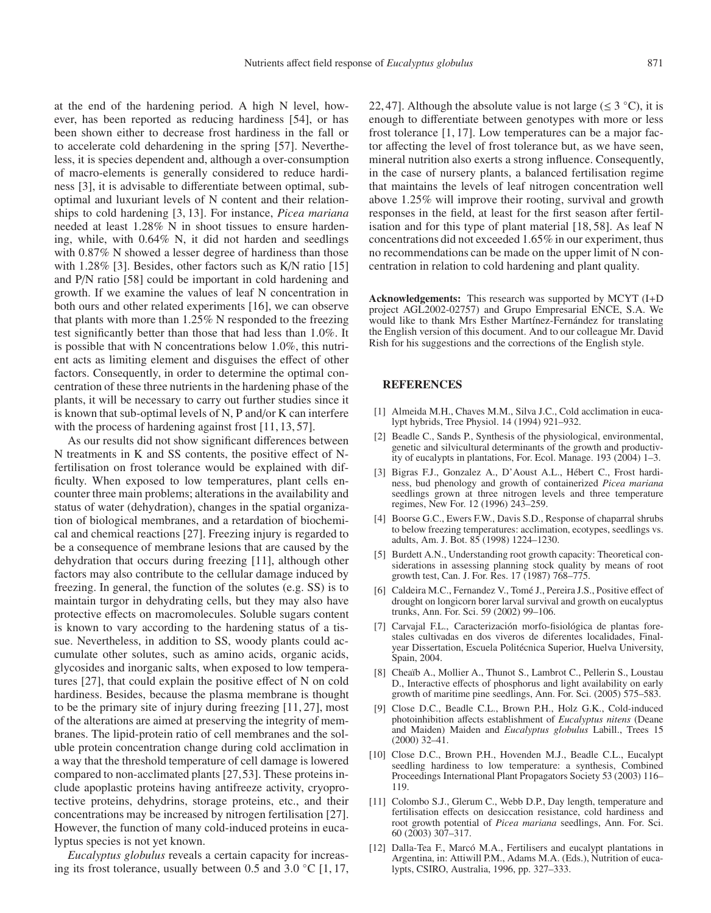at the end of the hardening period. A high N level, however, has been reported as reducing hardiness [54], or has been shown either to decrease frost hardiness in the fall or to accelerate cold dehardening in the spring [57]. Nevertheless, it is species dependent and, although a over-consumption of macro-elements is generally considered to reduce hardiness [3], it is advisable to differentiate between optimal, suboptimal and luxuriant levels of N content and their relationships to cold hardening [3, 13]. For instance, *Picea mariana* needed at least 1.28% N in shoot tissues to ensure hardening, while, with 0.64% N, it did not harden and seedlings with 0.87% N showed a lesser degree of hardiness than those with 1.28% [3]. Besides, other factors such as K/N ratio [15] and P/N ratio [58] could be important in cold hardening and growth. If we examine the values of leaf N concentration in both ours and other related experiments [16], we can observe that plants with more than 1.25% N responded to the freezing test significantly better than those that had less than 1.0%. It is possible that with N concentrations below 1.0%, this nutrient acts as limiting element and disguises the effect of other factors. Consequently, in order to determine the optimal concentration of these three nutrients in the hardening phase of the plants, it will be necessary to carry out further studies since it is known that sub-optimal levels of N, P and/or K can interfere with the process of hardening against frost [11, 13, 57].

As our results did not show significant differences between N treatments in K and SS contents, the positive effect of N-fertilisation on frost tolerance would be explained with difficulty. When exposed to low temperatures, plant cells encounter three main problems; alterations in the availability and status of water (dehydration), changes in the spatial organization of biological membranes, and a retardation of biochemical and chemical reactions [27]. Freezing injury is regarded to be a consequence of membrane lesions that are caused by the dehydration that occurs during freezing [11], although other factors may also contribute to the cellular damage induced by freezing. In general, the function of the solutes (e.g. SS) is to maintain turgor in dehydrating cells, but they may also have protective effects on macromolecules. Soluble sugars content is known to vary according to the hardening status of a tissue. Nevertheless, in addition to SS, woody plants could accumulate other solutes, such as amino acids, organic acids, glycosides and inorganic salts, when exposed to low temperatures [27], that could explain the positive effect of N on cold hardiness. Besides, because the plasma membrane is thought to be the primary site of injury during freezing [11, 27], most of the alterations are aimed at preserving the integrity of membranes. The lipid-protein ratio of cell membranes and the soluble protein concentration change during cold acclimation in a way that the threshold temperature of cell damage is lowered compared to non-acclimated plants [27, 53]. These proteins include apoplastic proteins having antifreeze activity, cryoprotective proteins, dehydrins, storage proteins, etc., and their concentrations may be increased by nitrogen fertilisation [27]. However, the function of many cold-induced proteins in eucalyptus species is not yet known.

*Eucalyptus globulus* reveals a certain capacity for increasing its frost tolerance, usually between 0.5 and 3.0 °C [1, 17, 22, 47]. Although the absolute value is not large (≤ 3 °C), it is enough to differentiate between genotypes with more or less frost tolerance [1, 17]. Low temperatures can be a major factor affecting the level of frost tolerance but, as we have seen, mineral nutrition also exerts a strong influence. Consequently, in the case of nursery plants, a balanced fertilisation regime that maintains the levels of leaf nitrogen concentration well above 1.25% will improve their rooting, survival and growth responses in the field, at least for the first season after fertilisation and for this type of plant material [18, 58]. As leaf N concentrations did not exceeded 1.65% in our experiment, thus no recommendations can be made on the upper limit of N concentration in relation to cold hardening and plant quality.

**Acknowledgements:** This research was supported by MCYT (I+D project AGL2002-02757) and Grupo Empresarial ENCE, S.A. We would like to thank Mrs Esther Martínez-Fernández for translating the English version of this document. And to our colleague Mr. David Rish for his suggestions and the corrections of the English style.

## REFERENCES

[1] Almeida M.H., Chaves M.M., Silva J.C., Cold acclimation in eucalypt hybrids, Tree Physiol. 14 (1994) 921–932.

[2] Beadle C., Sands P., Synthesis of the physiological, environmental, genetic and silvicultural determinants of the growth and productivity of eucalypts in plantations, For. Ecol. Manage. 193 (2004) 1–3.

[3] Bigras F.J., Gonzalez A., D'Aoust A.L., Hébert C., Frost hardiness, bud phenology and growth of containerized *Picea mariana* seedlings grown at three nitrogen levels and three temperature regimes, New For. 12 (1996) 243–259.

[4] Boorse G.C., Ewers F.W., Davis S.D., Response of chaparral shrubs to below freezing temperatures: acclimation, ecotypes, seedlings vs. adults, Am. J. Bot. 85 (1998) 1224–1230.

[5] Burdett A.N., Understanding root growth capacity: Theoretical considerations in assessing planning stock quality by means of root growth test, Can. J. For. Res. 17 (1987) 768–775.

[6] Caldeira M.C., Fernandez V., Tomé J., Pereira J.S., Positive effect of drought on longicorn borer larval survival and growth on eucalyptus trunks, Ann. For. Sci. 59 (2002) 99–106.

[7] Carvajal F.L., Caracterización morfo-fisiológica de plantas forestales cultivadas en dos viveros de diferentes localidades, Final-year Dissertation, Escuela Politécnica Superior, Huelva University, Spain, 2004.

[8] Cheaïb A., Mollier A., Thunot S., Lambrot C., Pellerin S., Loustau D., Interactive effects of phosphorus and light availability on early growth of maritime pine seedlings, Ann. For. Sci. (2005) 575–583.

[9] Close D.C., Beadle C.L., Brown P.H., Holz G.K., Cold-induced photoinhibition affects establishment of *Eucalyptus nitens* (Deane and Maiden) Maiden and *Eucalyptus globulus* Labill., Trees 15 (2000) 32–41.

[10] Close D.C., Brown P.H., Hovenden M.J., Beadle C.L., Eucalypt seedling hardiness to low temperature: a synthesis, Combined Proceedings International Plant Propagators Society 53 (2003) 116–119.

[11] Colombo S.J., Glerum C., Webb D.P., Day length, temperature and fertilisation effects on desiccation resistance, cold hardiness and root growth potential of *Picea mariana* seedlings, Ann. For. Sci. 60 (2003) 307–317.

[12] Dalla-Tea F., Marcó M.A., Fertilisers and eucalypt plantations in Argentina, in: Attiwill P.M., Adams M.A. (Eds.), Nutrition of eucalypts, CSIRO, Australia, 1996, pp. 327–333.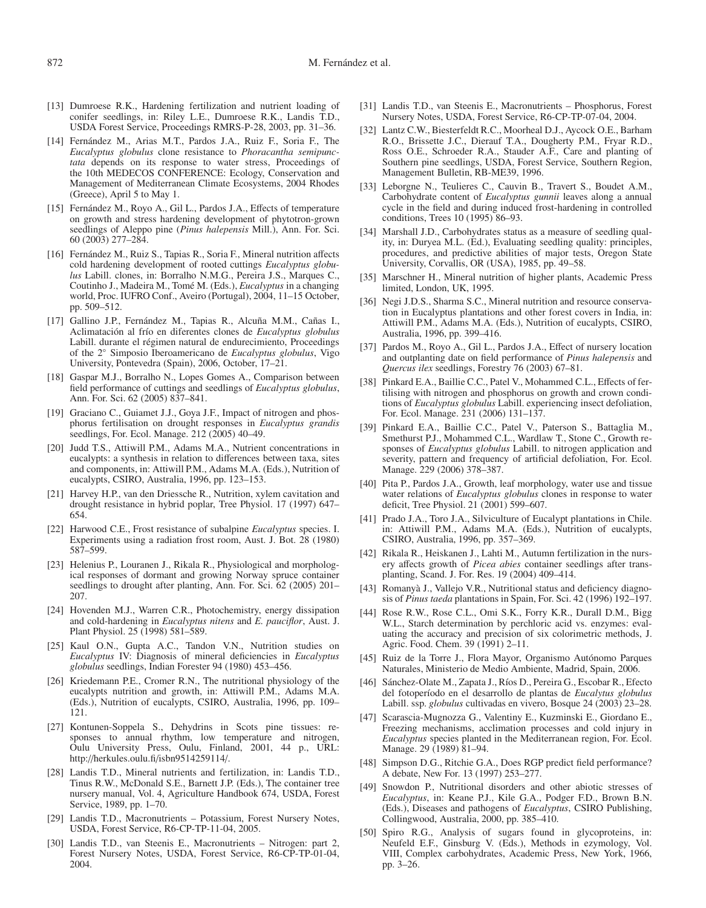[13] Dumroese R.K., Hardening fertilization and nutrient loading of conifer seedlings, in: Riley L.E., Dumroese R.K., Landis T.D., USDA Forest Service, Proceedings RMRS-P-28, 2003, pp. 31–36.

[14] Fernández M., Arias M.T., Pardos J.A., Ruiz F., Soria F., The *Eucalyptus globulus* clone resistance to *Phoracantha semipunctata* depends on its response to water stress, Proceedings of the 10th MEDECOS CONFERENCE: Ecology, Conservation and Management of Mediterranean Climate Ecosystems, 2004 Rhodes (Greece), April 5 to May 1.

[15] Fernández M., Royo A., Gil L., Pardos J.A., Effects of temperature on growth and stress hardening development of phytotron-grown seedlings of Aleppo pine (*Pinus halepensis* Mill.), Ann. For. Sci. 60 (2003) 277–284.

[16] Fernández M., Ruiz S., Tapias R., Soria F., Mineral nutrition affects cold hardening development of rooted cuttings *Eucalyptus globulus* Labill. clones, in: Borralho N.M.G., Pereira J.S., Marques C., Coutinho J., Madeira M., Tomé M. (Eds.), *Eucalyptus* in a changing world, Proc. IUFRO Conf., Aveiro (Portugal), 2004, 11–15 October, pp. 509–512.

[17] Gallino J.P., Fernández M., Tapias R., Alcuña M.M., Cañas I., Aclimatación al frío en diferentes clones de *Eucalyptus globulus* Labill. durante el régimen natural de endurecimiento, Proceedings of the 2° Simposio Iberoamericano de *Eucalyptus globulus*, Vigo University, Pontevedra (Spain), 2006, October, 17–21.

[18] Gaspar M.J., Borralho N., Lopes Gomes A., Comparison between field performance of cuttings and seedlings of *Eucalyptus globulus*, Ann. For. Sci. 62 (2005) 837–841.

[19] Graciano C., Guiamet J.J., Goya J.F., Impact of nitrogen and phosphorus fertilisation on drought responses in *Eucalyptus grandis* seedlings, For. Ecol. Manage. 212 (2005) 40–49.

[20] Judd T.S., Attiwill P.M., Adams M.A., Nutrient concentrations in eucalypts: a synthesis in relation to differences between taxa, sites and components, in: Attiwill P.M., Adams M.A. (Eds.), Nutrition of eucalypts, CSIRO, Australia, 1996, pp. 123–153.

[21] Harvey H.P., van den Driessche R., Nutrition, xylem cavitation and drought resistance in hybrid poplar, Tree Physiol. 17 (1997) 647–654.

[22] Harwood C.E., Frost resistance of subalpine *Eucalyptus* species. I. Experiments using a radiation frost room, Aust. J. Bot. 28 (1980) 587–599.

[23] Helenius P., Louranen J., Rikala R., Physiological and morphological responses of dormant and growing Norway spruce container seedlings to drought after planting, Ann. For. Sci. 62 (2005) 201–207.

[24] Hovenden M.J., Warren C.R., Photochemistry, energy dissipation and cold-hardening in *Eucalyptus nitens* and *E. pauciflor*, Aust. J. Plant Physiol. 25 (1998) 581–589.

[25] Kaul O.N., Gupta A.C., Tandon V.N., Nutrition studies on *Eucalyptus* IV: Diagnosis of mineral deficiencies in *Eucalyptus globulus* seedlings, Indian Forester 94 (1980) 453–456.

[26] Kriedemann P.E., Cromer R.N., The nutritional physiology of the eucalypts nutrition and growth, in: Attiwill P.M., Adams M.A. (Eds.), Nutrition of eucalypts, CSIRO, Australia, 1996, pp. 109–121.

[27] Kontunen-Soppela S., Dehydrins in Scots pine tissues: responses to annual rhythm, low temperature and nitrogen, Oulu University Press, Oulu, Finland, 2001, 44 p., URL: http://herkules.oulu.fi/isbn9514259114/.

[28] Landis T.D., Mineral nutrients and fertilization, in: Landis T.D., Tinus R.W., McDonald S.E., Barnett J.P. (Eds.), The container tree nursery manual, Vol. 4, Agriculture Handbook 674, USDA, Forest Service, 1989, pp. 1–70.

[29] Landis T.D., Macronutrients – Potassium, Forest Nursery Notes, USDA, Forest Service, R6-CP-TP-11-04, 2005.

[30] Landis T.D., van Steenis E., Macronutrients – Nitrogen: part 2, Forest Nursery Notes, USDA, Forest Service, R6-CP-TP-01-04, 2004.

[31] Landis T.D., van Steenis E., Macronutrients – Phosphorus, Forest Nursery Notes, USDA, Forest Service, R6-CP-TP-07-04, 2004.

[32] Lantz C.W., Biesterfeldt R.C., Moorheal D.J., Aycock O.E., Barham R.O., Brissette J.C., Dierauf T.A., Dougherty P.M., Fryar R.D., Ross O.E., Schroeder R.A., Stauder A.F., Care and planting of Southern pine seedlings, USDA, Forest Service, Southern Region, Management Bulletin, RB-ME39, 1996.

[33] Leborgne N., Teulieres C., Cauvin B., Travert S., Boudet A.M., Carbohydrate content of *Eucalyptus gunnii* leaves along a annual cycle in the field and during induced frost-hardening in controlled conditions, Trees 10 (1995) 86–93.

[34] Marshall J.D., Carbohydrates status as a measure of seedling quality, in: Duryea M.L. (Ed.), Evaluating seedling quality: principles, procedures, and predictive abilities of major tests, Oregon State University, Corvallis, OR (USA), 1985, pp. 49–58.

[35] Marschner H., Mineral nutrition of higher plants, Academic Press limited, London, UK, 1995.

[36] Negi J.D.S., Sharma S.C., Mineral nutrition and resource conservation in Eucalyptus plantations and other forest covers in India, in: Attiwill P.M., Adams M.A. (Eds.), Nutrition of eucalypts, CSIRO, Australia, 1996, pp. 399–416.

[37] Pardos M., Royo A., Gil L., Pardos J.A., Effect of nursery location and outplanting date on field performance of *Pinus halepensis* and *Quercus ilex* seedlings, Forestry 76 (2003) 67–81.

[38] Pinkard E.A., Baillie C.C., Patel V., Mohammed C.L., Effects of fertilising with nitrogen and phosphorus on growth and crown conditions of *Eucalyptus globulus* Labill. experiencing insect defoliation, For. Ecol. Manage. 231 (2006) 131–137.

[39] Pinkard E.A., Baillie C.C., Patel V., Paterson S., Battaglia M., Smethurst P.J., Mohammed C.L., Wardlaw T., Stone C., Growth responses of *Eucalyptus globulus* Labill. to nitrogen application and severity, pattern and frequency of artificial defoliation, For. Ecol. Manage. 229 (2006) 378–387.

[40] Pita P., Pardos J.A., Growth, leaf morphology, water use and tissue water relations of *Eucalyptus globulus* clones in response to water deficit, Tree Physiol. 21 (2001) 599–607.

[41] Prado J.A., Toro J.A., Silviculture of Eucalypt plantations in Chile. in: Attiwill P.M., Adams M.A. (Eds.), Nutrition of eucalypts, CSIRO, Australia, 1996, pp. 357–369.

[42] Rikala R., Heiskanen J., Lahti M., Autumn fertilization in the nursery affects growth of *Picea abies* container seedlings after transplanting, Scand. J. For. Res. 19 (2004) 409–414.

[43] Romanyà J., Vallejo V.R., Nutritional status and deficiency diagnosis of *Pinus taeda* plantations in Spain, For. Sci. 42 (1996) 192–197.

[44] Rose R.W., Rose C.L., Omi S.K., Forry K.R., Durall D.M., Bigg W.L., Starch determination by perchloric acid vs. enzymes: evaluating the accuracy and precision of six colorimetric methods, J. Agric. Food. Chem. 39 (1991) 2–11.

[45] Ruiz de la Torre J., Flora Mayor, Organismo Autónomo Parques Naturales, Ministerio de Medio Ambiente, Madrid, Spain, 2006.

[46] Sánchez-Olate M., Zapata J., Ríos D., Pereira G., Escobar R., Efecto del fotoperíodo en el desarrollo de plantas de *Eucalytus globulus* Labill. ssp. *globulus* cultivadas en vivero, Bosque 24 (2003) 23–28.

[47] Scarascia-Mugnozza G., Valentiny E., Kuzminski E., Giordano E., Freezing mechanisms, acclimation processes and cold injury in *Eucalyptus* species planted in the Mediterranean region, For. Ecol. Manage. 29 (1989) 81–94.

[48] Simpson D.G., Ritchie G.A., Does RGP predict field performance? A debate, New For. 13 (1997) 253–277.

[49] Snowdon P., Nutritional disorders and other abiotic stresses of *Eucalyptus*, in: Keane P.J., Kile G.A., Podger F.D., Brown B.N. (Eds.), Diseases and pathogens of *Eucalyptus*, CSIRO Publishing, Collingwood, Australia, 2000, pp. 385–410.

[50] Spiro R.G., Analysis of sugars found in glycoproteins, in: Neufeld E.F., Ginsburg V. (Eds.), Methods in ezymology, Vol. VIII, Complex carbohydrates, Academic Press, New York, 1966, pp. 3–26.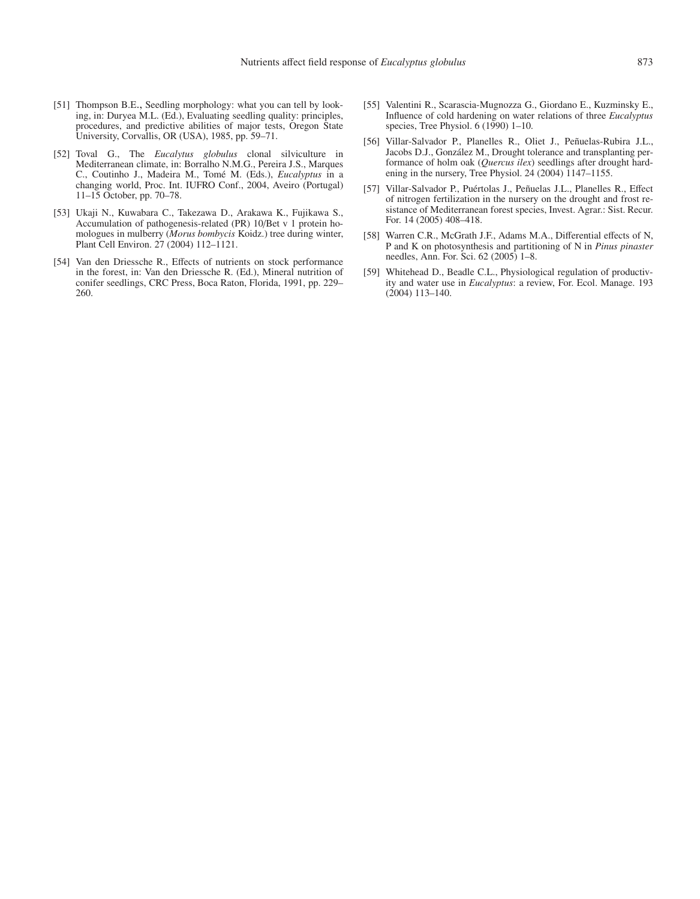[51] Thompson B.E., Seedling morphology: what you can tell by looking, in: Duryea M.L. (Ed.), Evaluating seedling quality: principles, procedures, and predictive abilities of major tests, Oregon State University, Corvallis, OR (USA), 1985, pp. 59–71.

[52] Toval G., The *Eucalytus globulus* clonal silviculture in Mediterranean climate, in: Borralho N.M.G., Pereira J.S., Marques C., Coutinho J., Madeira M., Tomé M. (Eds.), *Eucalyptus* in a changing world, Proc. Int. IUFRO Conf., 2004, Aveiro (Portugal) 11–15 October, pp. 70–78.

[53] Ukaji N., Kuwabara C., Takezawa D., Arakawa K., Fujikawa S., Accumulation of pathogenesis-related (PR) 10/Bet v 1 protein homologues in mulberry (*Morus bombycis* Koidz.) tree during winter, Plant Cell Environ. 27 (2004) 112–1121.

[54] Van den Driessche R., Effects of nutrients on stock performance in the forest, in: Van den Driessche R. (Ed.), Mineral nutrition of conifer seedlings, CRC Press, Boca Raton, Florida, 1991, pp. 229–260.

[55] Valentini R., Scarascia-Mugnozza G., Giordano E., Kuzminsky E., Influence of cold hardening on water relations of three *Eucalyptus* species, Tree Physiol. 6 (1990) 1–10.

[56] Villar-Salvador P., Planelles R., Oliet J., Peñuelas-Rubira J.L., Jacobs D.J., González M., Drought tolerance and transplanting performance of holm oak (*Quercus ilex*) seedlings after drought hardening in the nursery, Tree Physiol. 24 (2004) 1147–1155.

[57] Villar-Salvador P., Puértolas J., Peñuelas J.L., Planelles R., Effect of nitrogen fertilization in the nursery on the drought and frost resistance of Mediterranean forest species, Invest. Agrar.: Sist. Recur. For. 14 (2005) 408–418.

[58] Warren C.R., McGrath J.F., Adams M.A., Differential effects of N, P and K on photosynthesis and partitioning of N in *Pinus pinaster* needles, Ann. For. Sci. 62 (2005) 1–8.

[59] Whitehead D., Beadle C.L., Physiological regulation of productivity and water use in *Eucalyptus*: a review, For. Ecol. Manage. 193 (2004) 113–140.